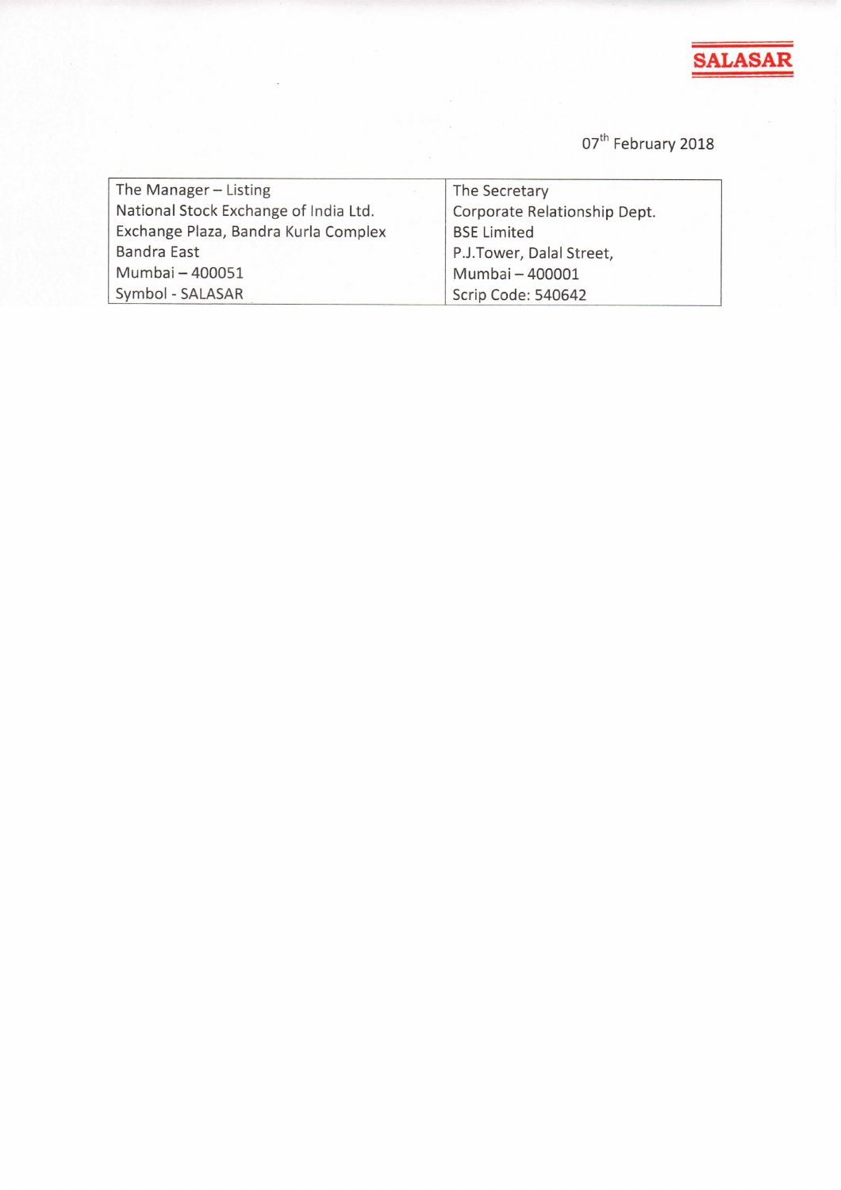**SALASAR**

07th February 2018

| | |
|---|---|
| The Manager – Listing<br>National Stock Exchange of India Ltd.<br>Exchange Plaza, Bandra Kurla Complex<br>Bandra East<br>Mumbai – 400051<br>Symbol - SALASAR | The Secretary<br>Corporate Relationship Dept.<br>BSE Limited<br>P.J.Tower, Dalal Street,<br>Mumbai – 400001<br>Scrip Code: 540642 |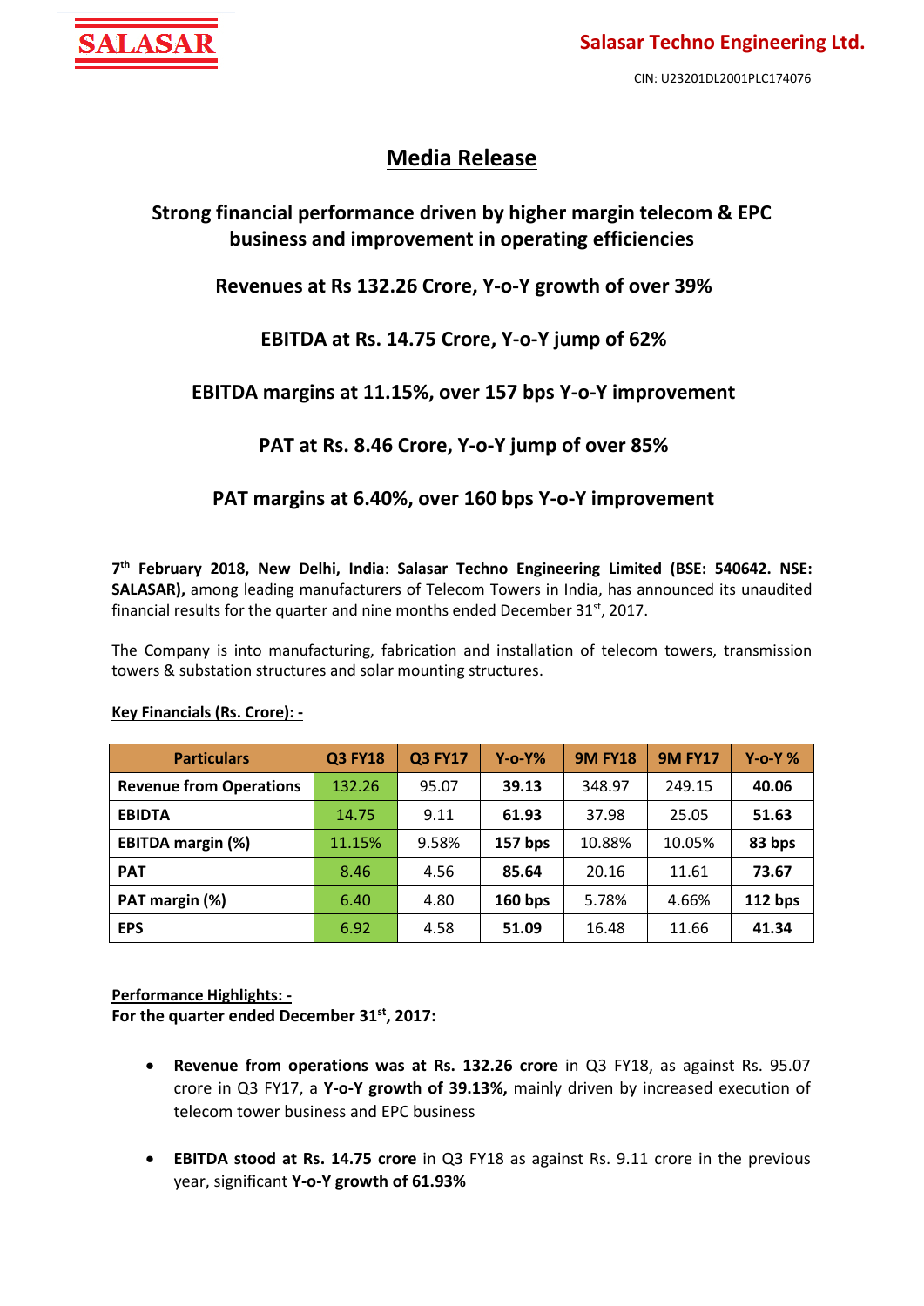**SALASAR**

**Salasar Techno Engineering Ltd.**

CIN: U23201DL2001PLC174076

# Media Release

## Strong financial performance driven by higher margin telecom & EPC business and improvement in operating efficiencies

### Revenues at Rs 132.26 Crore, Y-o-Y growth of over 39%

### EBITDA at Rs. 14.75 Crore, Y-o-Y jump of 62%

### EBITDA margins at 11.15%, over 157 bps Y-o-Y improvement

### PAT at Rs. 8.46 Crore, Y-o-Y jump of over 85%

### PAT margins at 6.40%, over 160 bps Y-o-Y improvement

**7th February 2018, New Delhi, India**: **Salasar Techno Engineering Limited (BSE: 540642. NSE: SALASAR),** among leading manufacturers of Telecom Towers in India, has announced its unaudited financial results for the quarter and nine months ended December 31st, 2017.

The Company is into manufacturing, fabrication and installation of telecom towers, transmission towers & substation structures and solar mounting structures.

**Key Financials (Rs. Crore): -**

| Particulars | Q3 FY18 | Q3 FY17 | Y-o-Y% | 9M FY18 | 9M FY17 | Y-o-Y % |
|---|---|---|---|---|---|---|
| **Revenue from Operations** | 132.26 | 95.07 | **39.13** | 348.97 | 249.15 | **40.06** |
| **EBIDTA** | 14.75 | 9.11 | **61.93** | 37.98 | 25.05 | **51.63** |
| **EBITDA margin (%)** | 11.15% | 9.58% | **157 bps** | 10.88% | 10.05% | **83 bps** |
| **PAT** | 8.46 | 4.56 | **85.64** | 20.16 | 11.61 | **73.67** |
| **PAT margin (%)** | 6.40 | 4.80 | **160 bps** | 5.78% | 4.66% | **112 bps** |
| **EPS** | 6.92 | 4.58 | **51.09** | 16.48 | 11.66 | **41.34** |

**Performance Highlights: -**

**For the quarter ended December 31st, 2017:**

- **Revenue from operations was at Rs. 132.26 crore** in Q3 FY18, as against Rs. 95.07 crore in Q3 FY17, a **Y-o-Y growth of 39.13%,** mainly driven by increased execution of telecom tower business and EPC business

- **EBITDA stood at Rs. 14.75 crore** in Q3 FY18 as against Rs. 9.11 crore in the previous year, significant **Y-o-Y growth of 61.93%**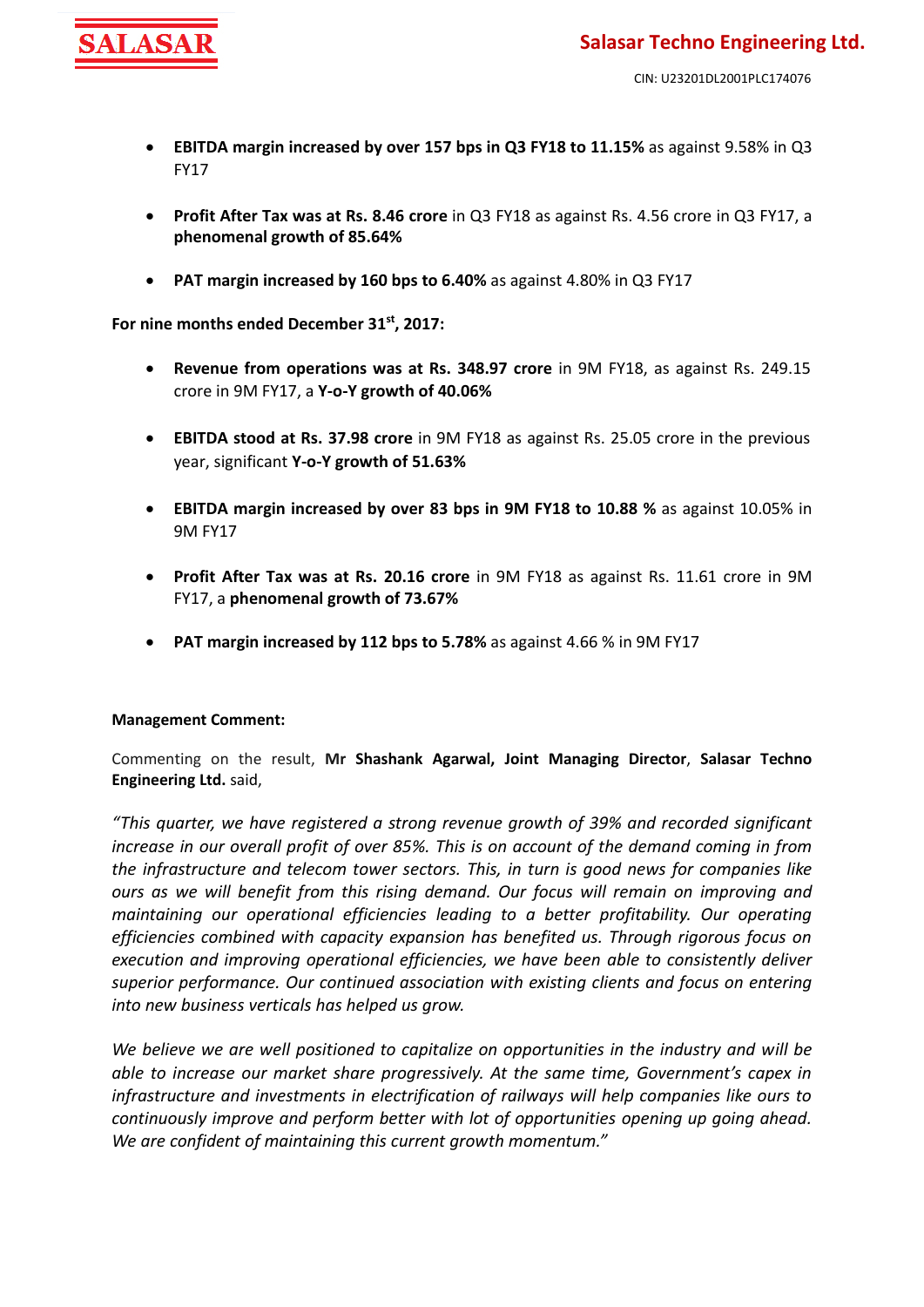- **EBITDA margin increased by over 157 bps in Q3 FY18 to 11.15%** as against 9.58% in Q3 FY17

- **Profit After Tax was at Rs. 8.46 crore** in Q3 FY18 as against Rs. 4.56 crore in Q3 FY17, a **phenomenal growth of 85.64%**

- **PAT margin increased by 160 bps to 6.40%** as against 4.80% in Q3 FY17

**For nine months ended December 31st, 2017:**

- **Revenue from operations was at Rs. 348.97 crore** in 9M FY18, as against Rs. 249.15 crore in 9M FY17, a **Y-o-Y growth of 40.06%**

- **EBITDA stood at Rs. 37.98 crore** in 9M FY18 as against Rs. 25.05 crore in the previous year, significant **Y-o-Y growth of 51.63%**

- **EBITDA margin increased by over 83 bps in 9M FY18 to 10.88 %** as against 10.05% in 9M FY17

- **Profit After Tax was at Rs. 20.16 crore** in 9M FY18 as against Rs. 11.61 crore in 9M FY17, a **phenomenal growth of 73.67%**

- **PAT margin increased by 112 bps to 5.78%** as against 4.66 % in 9M FY17

**Management Comment:**

Commenting on the result, **Mr Shashank Agarwal, Joint Managing Director**, **Salasar Techno Engineering Ltd.** said,

*"This quarter, we have registered a strong revenue growth of 39% and recorded significant increase in our overall profit of over 85%. This is on account of the demand coming in from the infrastructure and telecom tower sectors. This, in turn is good news for companies like ours as we will benefit from this rising demand. Our focus will remain on improving and maintaining our operational efficiencies leading to a better profitability. Our operating efficiencies combined with capacity expansion has benefited us. Through rigorous focus on execution and improving operational efficiencies, we have been able to consistently deliver superior performance. Our continued association with existing clients and focus on entering into new business verticals has helped us grow.*

*We believe we are well positioned to capitalize on opportunities in the industry and will be able to increase our market share progressively. At the same time, Government's capex in infrastructure and investments in electrification of railways will help companies like ours to continuously improve and perform better with lot of opportunities opening up going ahead. We are confident of maintaining this current growth momentum."*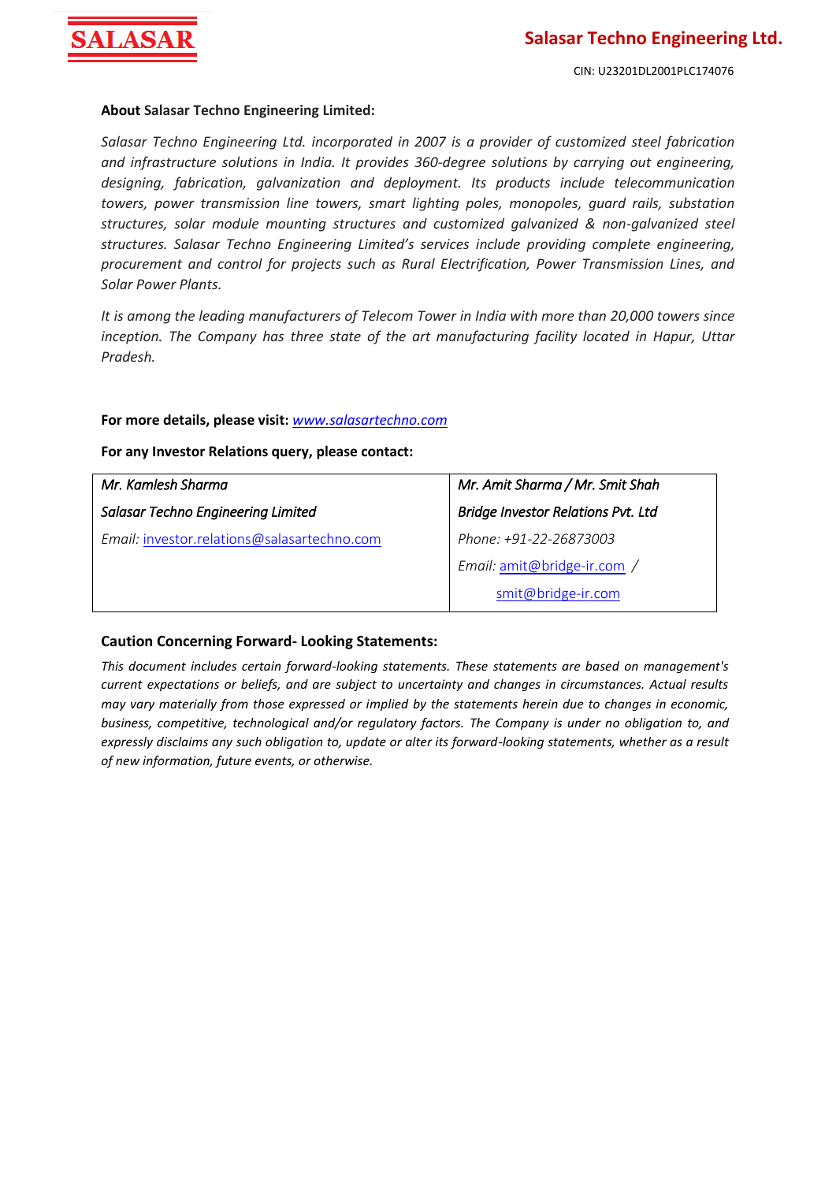**About Salasar Techno Engineering Limited:**

*Salasar Techno Engineering Ltd. incorporated in 2007 is a provider of customized steel fabrication and infrastructure solutions in India. It provides 360-degree solutions by carrying out engineering, designing, fabrication, galvanization and deployment. Its products include telecommunication towers, power transmission line towers, smart lighting poles, monopoles, guard rails, substation structures, solar module mounting structures and customized galvanized & non-galvanized steel structures. Salasar Techno Engineering Limited's services include providing complete engineering, procurement and control for projects such as Rural Electrification, Power Transmission Lines, and Solar Power Plants.*

*It is among the leading manufacturers of Telecom Tower in India with more than 20,000 towers since inception. The Company has three state of the art manufacturing facility located in Hapur, Uttar Pradesh.*

**For more details, please visit:** *www.salasartechno.com*

**For any Investor Relations query, please contact:**

| | |
|---|---|
| *Mr. Kamlesh Sharma* | *Mr. Amit Sharma / Mr. Smit Shah* |
| *Salasar Techno Engineering Limited* | *Bridge Investor Relations Pvt. Ltd* |
| *Email:* investor.relations@salasartechno.com | *Phone: +91-22-26873003* |
| | *Email:* amit@bridge-ir.com / smit@bridge-ir.com |

**Caution Concerning Forward- Looking Statements:**

*This document includes certain forward-looking statements. These statements are based on management's current expectations or beliefs, and are subject to uncertainty and changes in circumstances. Actual results may vary materially from those expressed or implied by the statements herein due to changes in economic, business, competitive, technological and/or regulatory factors. The Company is under no obligation to, and expressly disclaims any such obligation to, update or alter its forward-looking statements, whether as a result of new information, future events, or otherwise.*